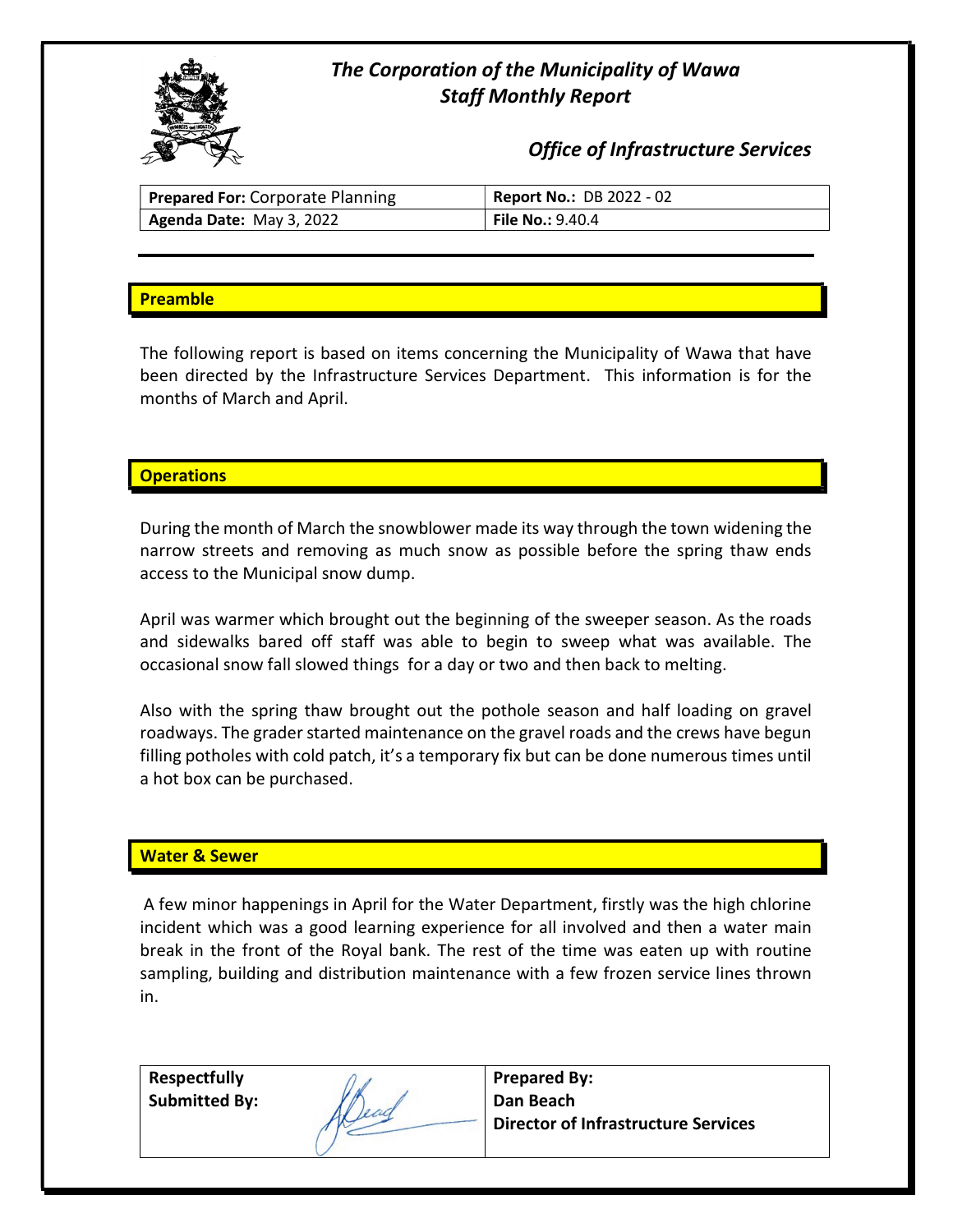# *The Corporation of the Municipality of Wawa*
## *Staff Monthly Report*

### *Office of Infrastructure Services*

| **Prepared For:** Corporate Planning | **Report No.:** DB 2022 - 02 |
|---|---|
| **Agenda Date:** May 3, 2022 | **File No.:** 9.40.4 |

## Preamble

The following report is based on items concerning the Municipality of Wawa that have been directed by the Infrastructure Services Department. This information is for the months of March and April.

## Operations

During the month of March the snowblower made its way through the town widening the narrow streets and removing as much snow as possible before the spring thaw ends access to the Municipal snow dump.

April was warmer which brought out the beginning of the sweeper season. As the roads and sidewalks bared off staff was able to begin to sweep what was available. The occasional snow fall slowed things for a day or two and then back to melting.

Also with the spring thaw brought out the pothole season and half loading on gravel roadways. The grader started maintenance on the gravel roads and the crews have begun filling potholes with cold patch, it's a temporary fix but can be done numerous times until a hot box can be purchased.

## Water & Sewer

A few minor happenings in April for the Water Department, firstly was the high chlorine incident which was a good learning experience for all involved and then a water main break in the front of the Royal bank. The rest of the time was eaten up with routine sampling, building and distribution maintenance with a few frozen service lines thrown in.

| **Respectfully Submitted By:** | [Signature] | **Prepared By:** **Dan Beach** **Director of Infrastructure Services** |
|---|---|---|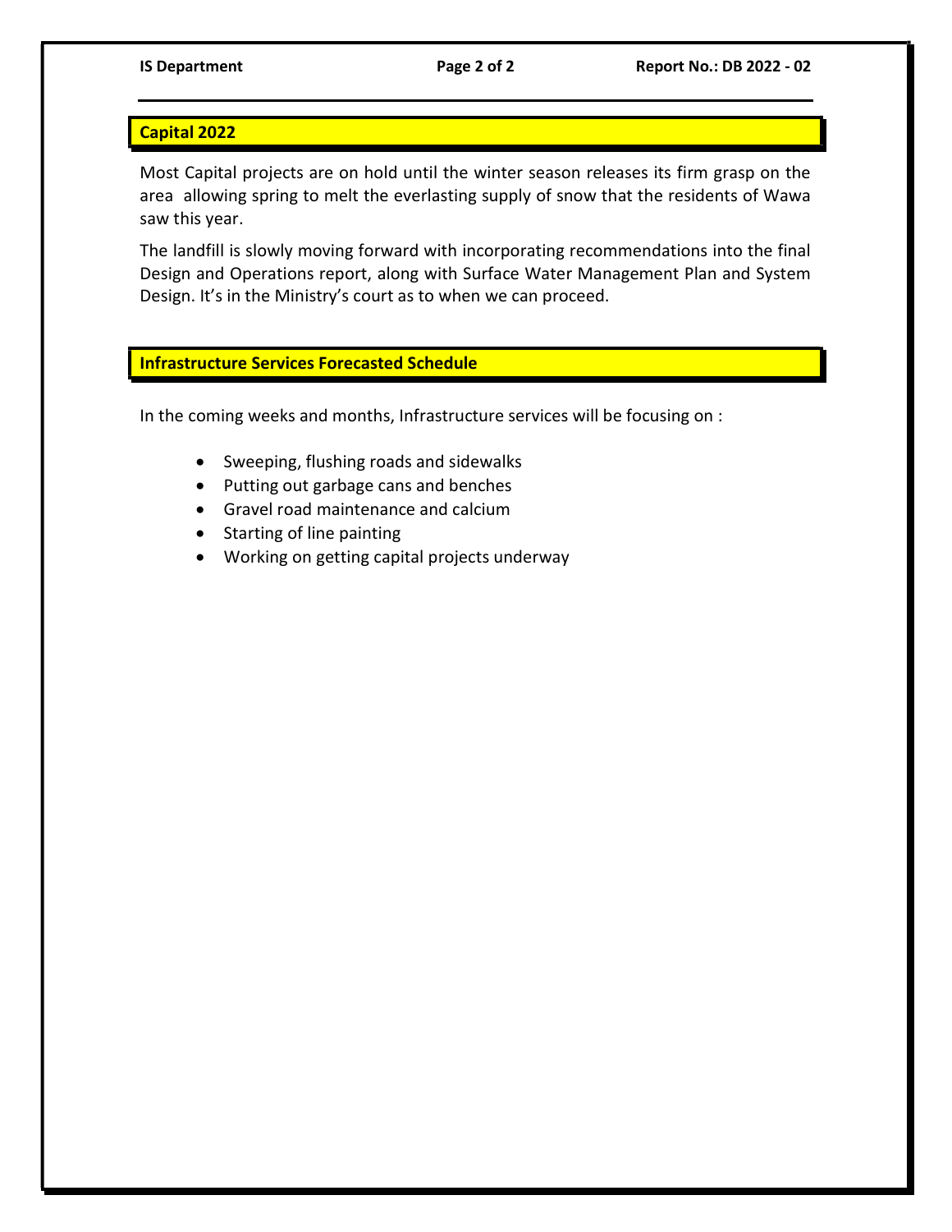## Capital 2022

Most Capital projects are on hold until the winter season releases its firm grasp on the area allowing spring to melt the everlasting supply of snow that the residents of Wawa saw this year.

The landfill is slowly moving forward with incorporating recommendations into the final Design and Operations report, along with Surface Water Management Plan and System Design. It's in the Ministry's court as to when we can proceed.

## Infrastructure Services Forecasted Schedule

In the coming weeks and months, Infrastructure services will be focusing on :

- Sweeping, flushing roads and sidewalks
- Putting out garbage cans and benches
- Gravel road maintenance and calcium
- Starting of line painting
- Working on getting capital projects underway